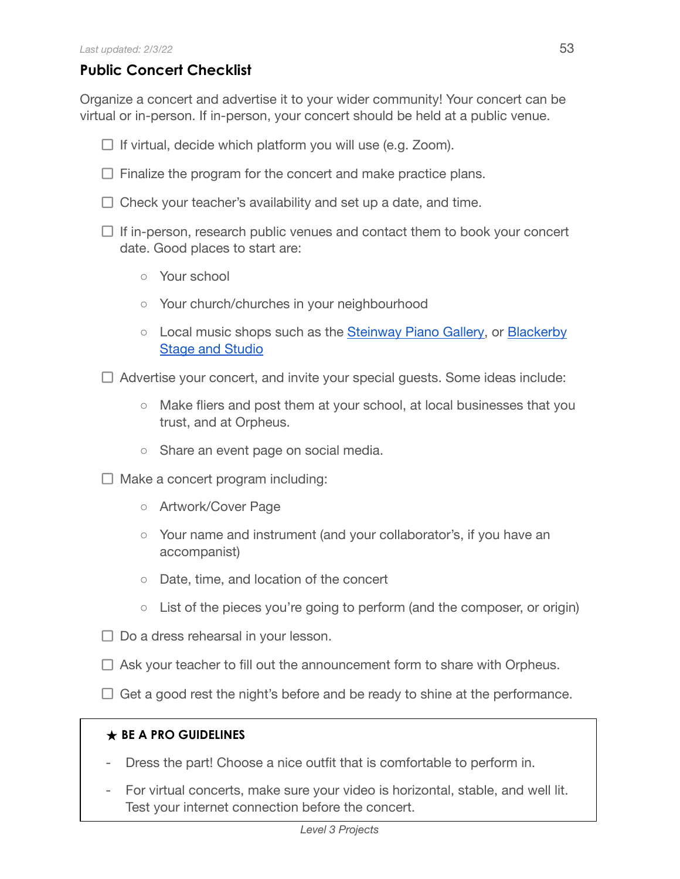*Last updated: 2/3/22*

## Public Concert Checklist

Organize a concert and advertise it to your wider community! Your concert can be virtual or in-person. If in-person, your concert should be held at a public venue.

- [ ] If virtual, decide which platform you will use (e.g. Zoom).
- [ ] Finalize the program for the concert and make practice plans.
- [ ] Check your teacher's availability and set up a date, and time.
- [ ] If in-person, research public venues and contact them to book your concert date. Good places to start are:
  - Your school
  - Your church/churches in your neighbourhood
  - Local music shops such as the [Steinway Piano Gallery](), or [Blackerby Stage and Studio]()
- [ ] Advertise your concert, and invite your special guests. Some ideas include:
  - Make fliers and post them at your school, at local businesses that you trust, and at Orpheus.
  - Share an event page on social media.
- [ ] Make a concert program including:
  - Artwork/Cover Page
  - Your name and instrument (and your collaborator's, if you have an accompanist)
  - Date, time, and location of the concert
  - List of the pieces you're going to perform (and the composer, or origin)
- [ ] Do a dress rehearsal in your lesson.
- [ ] Ask your teacher to fill out the announcement form to share with Orpheus.
- [ ] Get a good rest the night's before and be ready to shine at the performance.

**★ BE A PRO GUIDELINES**

- Dress the part! Choose a nice outfit that is comfortable to perform in.
- For virtual concerts, make sure your video is horizontal, stable, and well lit. Test your internet connection before the concert.

*Level 3 Projects*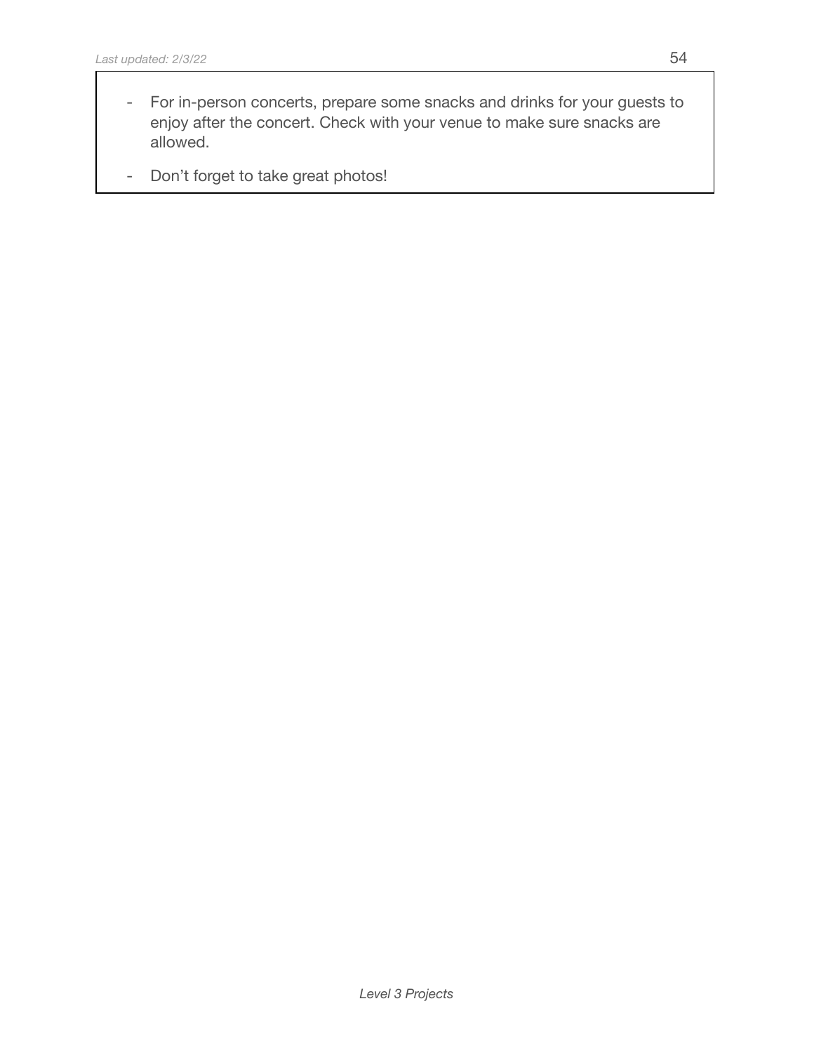- For in-person concerts, prepare some snacks and drinks for your guests to enjoy after the concert. Check with your venue to make sure snacks are allowed.
- Don't forget to take great photos!